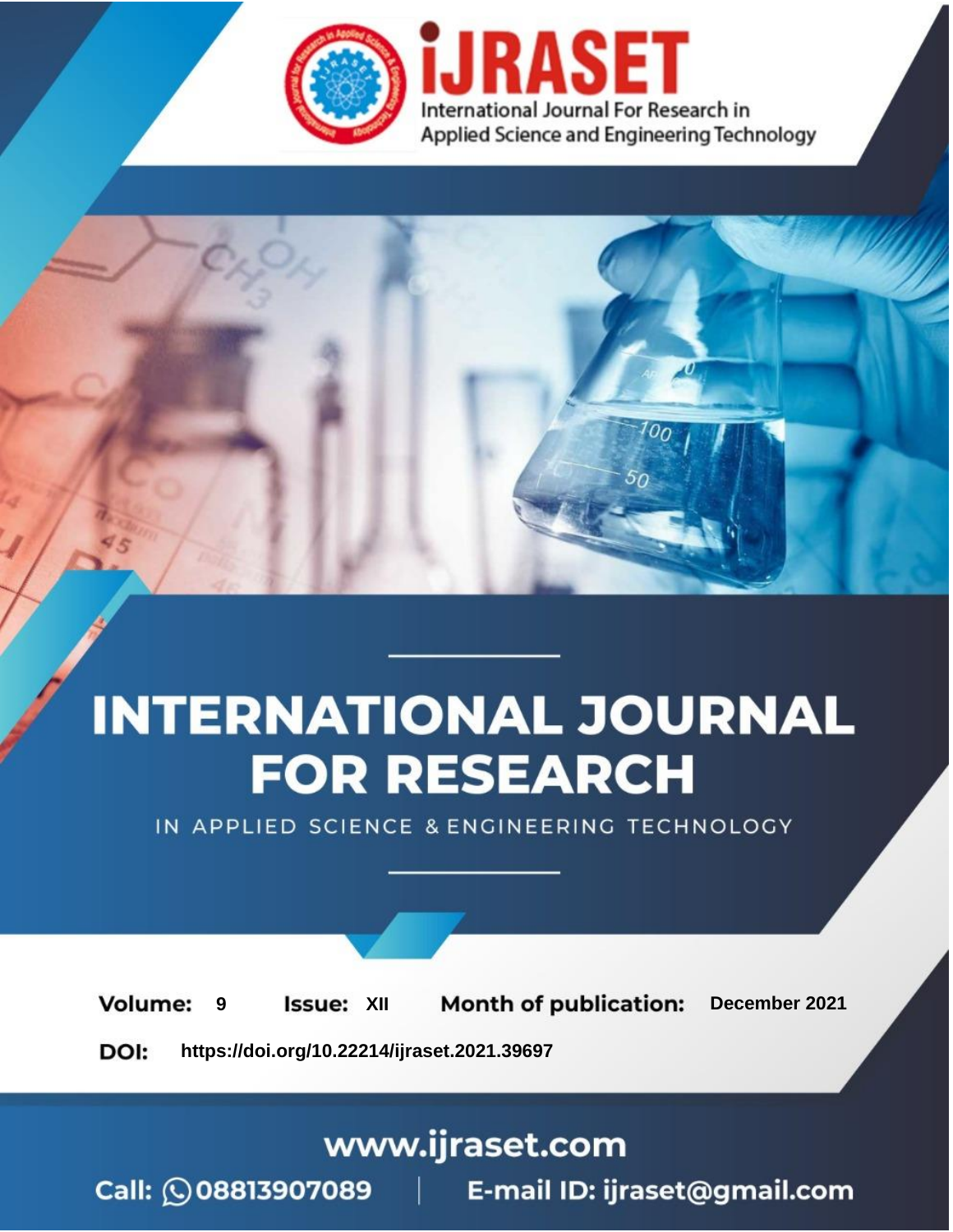iJRASET

International Journal For Research in Applied Science and Engineering Technology

# INTERNATIONAL JOURNAL FOR RESEARCH

IN APPLIED SCIENCE & ENGINEERING TECHNOLOGY

**Volume:** 9 **Issue:** XII **Month of publication:** December 2021

**DOI:** https://doi.org/10.22214/ijraset.2021.39697

www.ijraset.com

Call: 08813907089 | E-mail ID: ijraset@gmail.com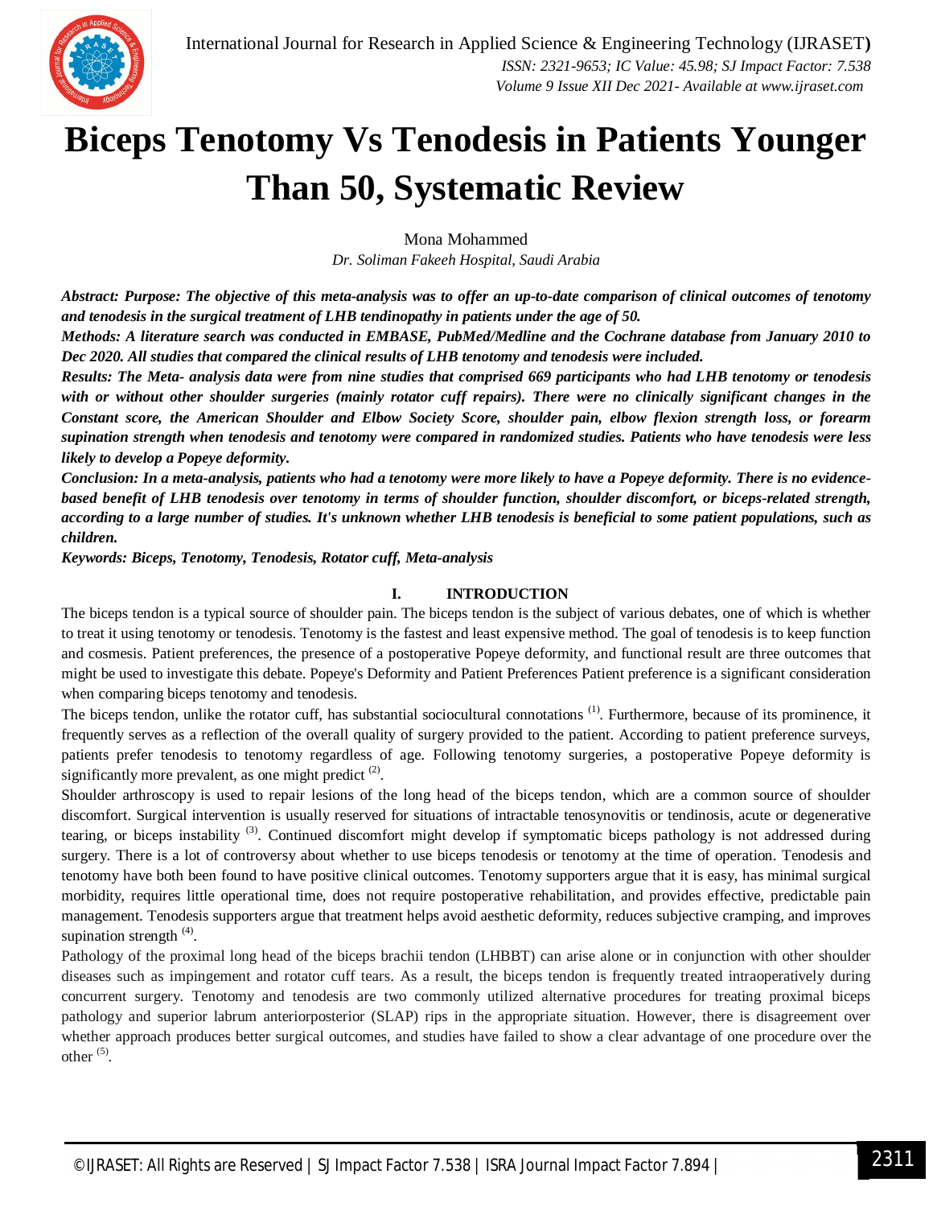# Biceps Tenotomy Vs Tenodesis in Patients Younger Than 50, Systematic Review

Mona Mohammed

*Dr. Soliman Fakeeh Hospital, Saudi Arabia*

***Abstract: Purpose: The objective of this meta-analysis was to offer an up-to-date comparison of clinical outcomes of tenotomy and tenodesis in the surgical treatment of LHB tendinopathy in patients under the age of 50.***

***Methods: A literature search was conducted in EMBASE, PubMed/Medline and the Cochrane database from January 2010 to Dec 2020. All studies that compared the clinical results of LHB tenotomy and tenodesis were included.***

***Results: The Meta- analysis data were from nine studies that comprised 669 participants who had LHB tenotomy or tenodesis with or without other shoulder surgeries (mainly rotator cuff repairs). There were no clinically significant changes in the Constant score, the American Shoulder and Elbow Society Score, shoulder pain, elbow flexion strength loss, or forearm supination strength when tenodesis and tenotomy were compared in randomized studies. Patients who have tenodesis were less likely to develop a Popeye deformity.***

***Conclusion: In a meta-analysis, patients who had a tenotomy were more likely to have a Popeye deformity. There is no evidence-based benefit of LHB tenodesis over tenotomy in terms of shoulder function, shoulder discomfort, or biceps-related strength, according to a large number of studies. It's unknown whether LHB tenodesis is beneficial to some patient populations, such as children.***

***Keywords: Biceps, Tenotomy, Tenodesis, Rotator cuff, Meta-analysis***

## I. INTRODUCTION

The biceps tendon is a typical source of shoulder pain. The biceps tendon is the subject of various debates, one of which is whether to treat it using tenotomy or tenodesis. Tenotomy is the fastest and least expensive method. The goal of tenodesis is to keep function and cosmesis. Patient preferences, the presence of a postoperative Popeye deformity, and functional result are three outcomes that might be used to investigate this debate. Popeye's Deformity and Patient Preferences Patient preference is a significant consideration when comparing biceps tenotomy and tenodesis.

The biceps tendon, unlike the rotator cuff, has substantial sociocultural connotations [(1)]. Furthermore, because of its prominence, it frequently serves as a reflection of the overall quality of surgery provided to the patient. According to patient preference surveys, patients prefer tenodesis to tenotomy regardless of age. Following tenotomy surgeries, a postoperative Popeye deformity is significantly more prevalent, as one might predict [(2)].

Shoulder arthroscopy is used to repair lesions of the long head of the biceps tendon, which are a common source of shoulder discomfort. Surgical intervention is usually reserved for situations of intractable tenosynovitis or tendinosis, acute or degenerative tearing, or biceps instability [(3)]. Continued discomfort might develop if symptomatic biceps pathology is not addressed during surgery. There is a lot of controversy about whether to use biceps tenodesis or tenotomy at the time of operation. Tenodesis and tenotomy have both been found to have positive clinical outcomes. Tenotomy supporters argue that it is easy, has minimal surgical morbidity, requires little operational time, does not require postoperative rehabilitation, and provides effective, predictable pain management. Tenodesis supporters argue that treatment helps avoid aesthetic deformity, reduces subjective cramping, and improves supination strength [(4)].

Pathology of the proximal long head of the biceps brachii tendon (LHBBT) can arise alone or in conjunction with other shoulder diseases such as impingement and rotator cuff tears. As a result, the biceps tendon is frequently treated intraoperatively during concurrent surgery. Tenotomy and tenodesis are two commonly utilized alternative procedures for treating proximal biceps pathology and superior labrum anteriorposterior (SLAP) rips in the appropriate situation. However, there is disagreement over whether approach produces better surgical outcomes, and studies have failed to show a clear advantage of one procedure over the other [(5)].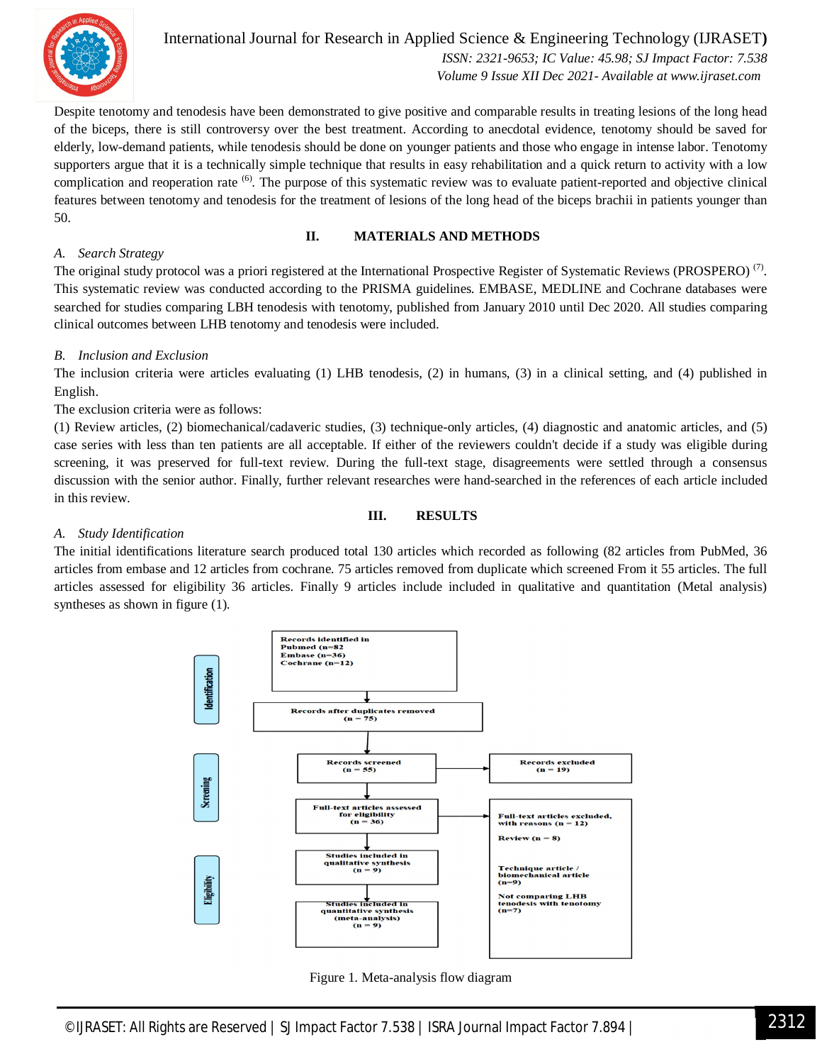Despite tenotomy and tenodesis have been demonstrated to give positive and comparable results in treating lesions of the long head of the biceps, there is still controversy over the best treatment. According to anecdotal evidence, tenotomy should be saved for elderly, low-demand patients, while tenodesis should be done on younger patients and those who engage in intense labor. Tenotomy supporters argue that it is a technically simple technique that results in easy rehabilitation and a quick return to activity with a low complication and reoperation rate [6]. The purpose of this systematic review was to evaluate patient-reported and objective clinical features between tenotomy and tenodesis for the treatment of lesions of the long head of the biceps brachii in patients younger than 50.

## II. MATERIALS AND METHODS

### A. Search Strategy

The original study protocol was a priori registered at the International Prospective Register of Systematic Reviews (PROSPERO) [7]. This systematic review was conducted according to the PRISMA guidelines. EMBASE, MEDLINE and Cochrane databases were searched for studies comparing LBH tenodesis with tenotomy, published from January 2010 until Dec 2020. All studies comparing clinical outcomes between LHB tenotomy and tenodesis were included.

### B. Inclusion and Exclusion

The inclusion criteria were articles evaluating (1) LHB tenodesis, (2) in humans, (3) in a clinical setting, and (4) published in English.

The exclusion criteria were as follows:

(1) Review articles, (2) biomechanical/cadaveric studies, (3) technique-only articles, (4) diagnostic and anatomic articles, and (5) case series with less than ten patients are all acceptable. If either of the reviewers couldn't decide if a study was eligible during screening, it was preserved for full-text review. During the full-text stage, disagreements were settled through a consensus discussion with the senior author. Finally, further relevant researches were hand-searched in the references of each article included in this review.

## III. RESULTS

### A. Study Identification

The initial identifications literature search produced total 130 articles which recorded as following (82 articles from PubMed, 36 articles from embase and 12 articles from cochrane. 75 articles removed from duplicate which screened From it 55 articles. The full articles assessed for eligibility 36 articles. Finally 9 articles include included in qualitative and quantitation (Metal analysis) syntheses as shown in figure (1).

Identification

Records identified in
Pubmed (n=82
Embase (n=36)
Cochrane (n=12)

Records after duplicates removed
(n = 75)

Screening

Records screened
(n = 55)

Records excluded
(n = 19)

Full-text articles assessed for eligibility
(n = 36)

Full-text articles excluded, with reasons (n = 12)

Review (n = 8)

Technique article / biomechanical article
(n=9)

Not comparing LHB tenodesis with tenotomy
(n=7)

Eligibility

Studies included in qualitative synthesis
(n = 9)

Studies included in quantitative synthesis (meta-analysis)
(n = 9)

Figure 1. Meta-analysis flow diagram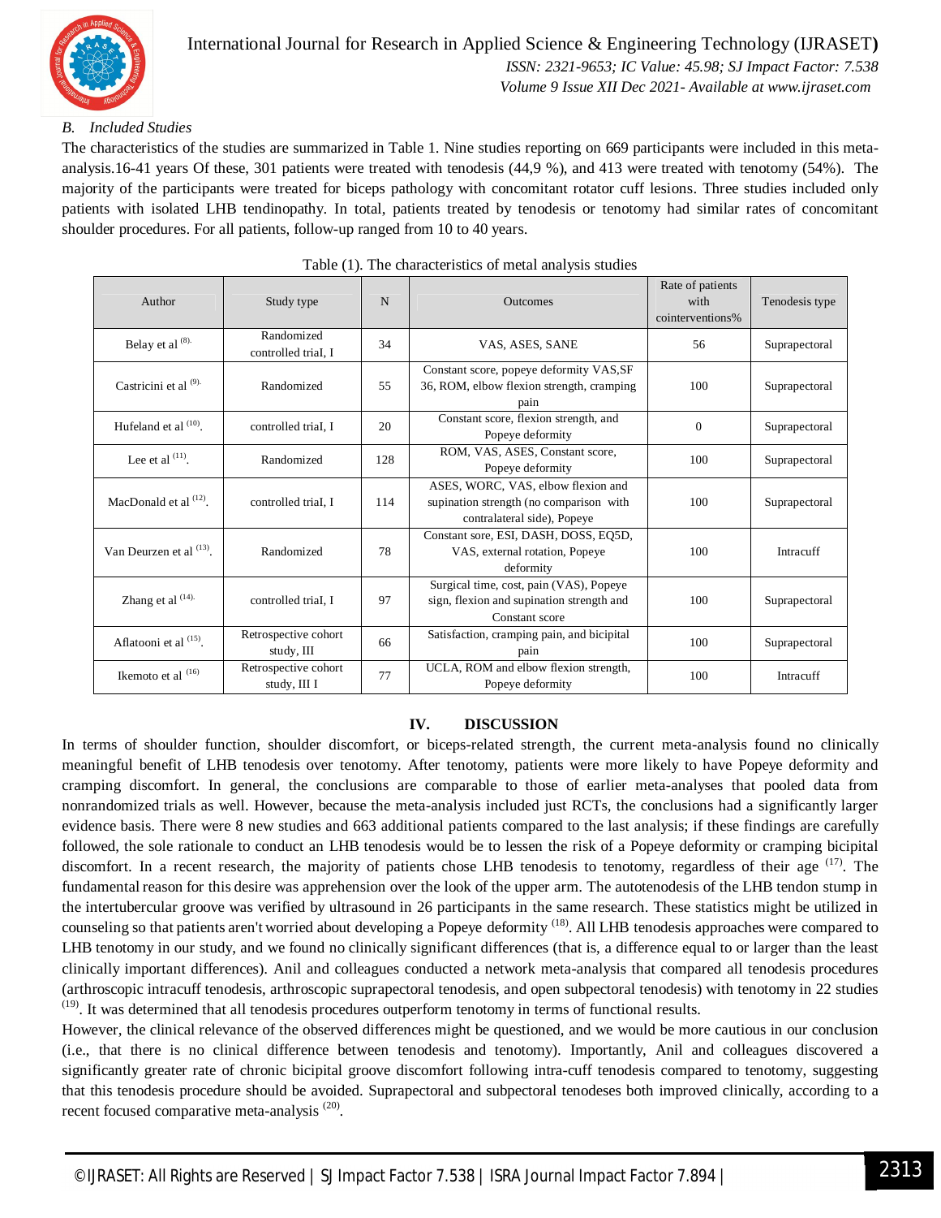### B. Included Studies

The characteristics of the studies are summarized in Table 1. Nine studies reporting on 669 participants were included in this meta-analysis.16-41 years Of these, 301 patients were treated with tenodesis (44,9 %), and 413 were treated with tenotomy (54%). The majority of the participants were treated for biceps pathology with concomitant rotator cuff lesions. Three studies included only patients with isolated LHB tendinopathy. In total, patients treated by tenodesis or tenotomy had similar rates of concomitant shoulder procedures. For all patients, follow-up ranged from 10 to 40 years.

Table (1). The characteristics of metal analysis studies

| Author | Study type | N | Outcomes | Rate of patients with cointerventions% | Tenodesis type |
|---|---|---|---|---|---|
| Belay et al [8]. | Randomized controlled trial, I | 34 | VAS, ASES, SANE | 56 | Suprapectoral |
| Castricini et al [9]. | Randomized | 55 | Constant score, popeye deformity VAS,SF 36, ROM, elbow flexion strength, cramping pain | 100 | Suprapectoral |
| Hufeland et al [10]. | controlled trial, I | 20 | Constant score, flexion strength, and Popeye deformity | 0 | Suprapectoral |
| Lee et al [11]. | Randomized | 128 | ROM, VAS, ASES, Constant score, Popeye deformity | 100 | Suprapectoral |
| MacDonald et al [12]. | controlled trial, I | 114 | ASES, WORC, VAS, elbow flexion and supination strength (no comparison with contralateral side), Popeye | 100 | Suprapectoral |
| Van Deurzen et al [13]. | Randomized | 78 | Constant sore, ESI, DASH, DOSS, EQ5D, VAS, external rotation, Popeye deformity | 100 | Intracuff |
| Zhang et al [14]. | controlled trial, I | 97 | Surgical time, cost, pain (VAS), Popeye sign, flexion and supination strength and Constant score | 100 | Suprapectoral |
| Aflatooni et al [15]. | Retrospective cohort study, III | 66 | Satisfaction, cramping pain, and bicipital pain | 100 | Suprapectoral |
| Ikemoto et al [16] | Retrospective cohort study, III I | 77 | UCLA, ROM and elbow flexion strength, Popeye deformity | 100 | Intracuff |

## IV. DISCUSSION

In terms of shoulder function, shoulder discomfort, or biceps-related strength, the current meta-analysis found no clinically meaningful benefit of LHB tenodesis over tenotomy. After tenotomy, patients were more likely to have Popeye deformity and cramping discomfort. In general, the conclusions are comparable to those of earlier meta-analyses that pooled data from nonrandomized trials as well. However, because the meta-analysis included just RCTs, the conclusions had a significantly larger evidence basis. There were 8 new studies and 663 additional patients compared to the last analysis; if these findings are carefully followed, the sole rationale to conduct an LHB tenodesis would be to lessen the risk of a Popeye deformity or cramping bicipital discomfort. In a recent research, the majority of patients chose LHB tenodesis to tenotomy, regardless of their age [17]. The fundamental reason for this desire was apprehension over the look of the upper arm. The autotenodesis of the LHB tendon stump in the intertubercular groove was verified by ultrasound in 26 participants in the same research. These statistics might be utilized in counseling so that patients aren't worried about developing a Popeye deformity [18]. All LHB tenodesis approaches were compared to LHB tenotomy in our study, and we found no clinically significant differences (that is, a difference equal to or larger than the least clinically important differences). Anil and colleagues conducted a network meta-analysis that compared all tenodesis procedures (arthroscopic intracuff tenodesis, arthroscopic suprapectoral tenodesis, and open subpectoral tenodesis) with tenotomy in 22 studies [19]. It was determined that all tenodesis procedures outperform tenotomy in terms of functional results.

However, the clinical relevance of the observed differences might be questioned, and we would be more cautious in our conclusion (i.e., that there is no clinical difference between tenodesis and tenotomy). Importantly, Anil and colleagues discovered a significantly greater rate of chronic bicipital groove discomfort following intra-cuff tenodesis compared to tenotomy, suggesting that this tenodesis procedure should be avoided. Suprapectoral and subpectoral tenodeses both improved clinically, according to a recent focused comparative meta-analysis [20].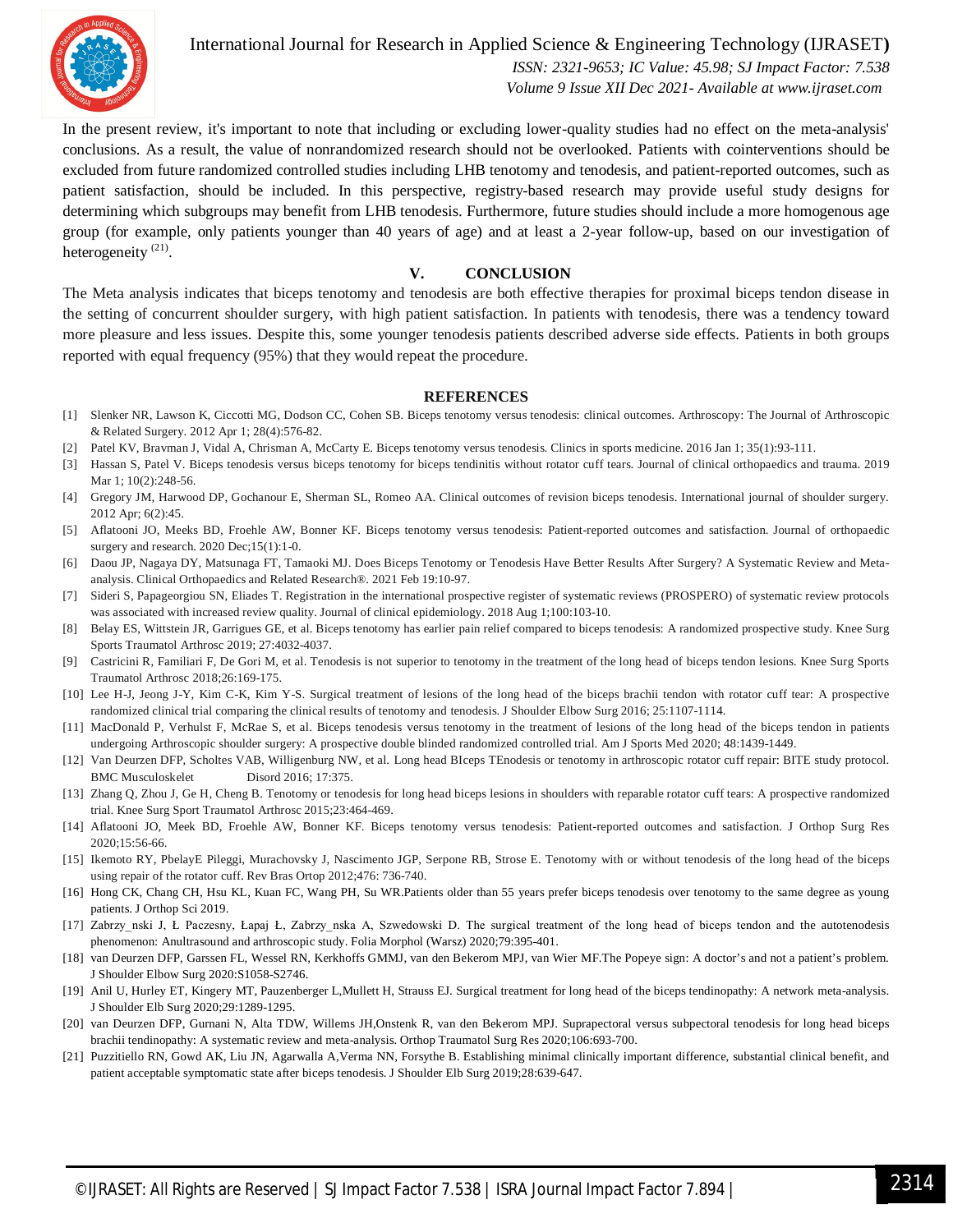In the present review, it's important to note that including or excluding lower-quality studies had no effect on the meta-analysis' conclusions. As a result, the value of nonrandomized research should not be overlooked. Patients with cointerventions should be excluded from future randomized controlled studies including LHB tenotomy and tenodesis, and patient-reported outcomes, such as patient satisfaction, should be included. In this perspective, registry-based research may provide useful study designs for determining which subgroups may benefit from LHB tenodesis. Furthermore, future studies should include a more homogenous age group (for example, only patients younger than 40 years of age) and at least a 2-year follow-up, based on our investigation of heterogeneity [21].

## V. CONCLUSION

The Meta analysis indicates that biceps tenotomy and tenodesis are both effective therapies for proximal biceps tendon disease in the setting of concurrent shoulder surgery, with high patient satisfaction. In patients with tenodesis, there was a tendency toward more pleasure and less issues. Despite this, some younger tenodesis patients described adverse side effects. Patients in both groups reported with equal frequency (95%) that they would repeat the procedure.

## REFERENCES

[1] Slenker NR, Lawson K, Ciccotti MG, Dodson CC, Cohen SB. Biceps tenotomy versus tenodesis: clinical outcomes. Arthroscopy: The Journal of Arthroscopic & Related Surgery. 2012 Apr 1; 28(4):576-82.

[2] Patel KV, Bravman J, Vidal A, Chrisman A, McCarty E. Biceps tenotomy versus tenodesis. Clinics in sports medicine. 2016 Jan 1; 35(1):93-111.

[3] Hassan S, Patel V. Biceps tenodesis versus biceps tenotomy for biceps tendinitis without rotator cuff tears. Journal of clinical orthopaedics and trauma. 2019 Mar 1; 10(2):248-56.

[4] Gregory JM, Harwood DP, Gochanour E, Sherman SL, Romeo AA. Clinical outcomes of revision biceps tenodesis. International journal of shoulder surgery. 2012 Apr; 6(2):45.

[5] Aflatooni JO, Meeks BD, Froehle AW, Bonner KF. Biceps tenotomy versus tenodesis: Patient-reported outcomes and satisfaction. Journal of orthopaedic surgery and research. 2020 Dec;15(1):1-0.

[6] Daou JP, Nagaya DY, Matsunaga FT, Tamaoki MJ. Does Biceps Tenotomy or Tenodesis Have Better Results After Surgery? A Systematic Review and Meta-analysis. Clinical Orthopaedics and Related Research®. 2021 Feb 19:10-97.

[7] Sideri S, Papageorgiou SN, Eliades T. Registration in the international prospective register of systematic reviews (PROSPERO) of systematic review protocols was associated with increased review quality. Journal of clinical epidemiology. 2018 Aug 1;100:103-10.

[8] Belay ES, Wittstein JR, Garrigues GE, et al. Biceps tenotomy has earlier pain relief compared to biceps tenodesis: A randomized prospective study. Knee Surg Sports Traumatol Arthrosc 2019; 27:4032-4037.

[9] Castricini R, Familiari F, De Gori M, et al. Tenodesis is not superior to tenotomy in the treatment of the long head of biceps tendon lesions. Knee Surg Sports Traumatol Arthrosc 2018;26:169-175.

[10] Lee H-J, Jeong J-Y, Kim C-K, Kim Y-S. Surgical treatment of lesions of the long head of the biceps brachii tendon with rotator cuff tear: A prospective randomized clinical trial comparing the clinical results of tenotomy and tenodesis. J Shoulder Elbow Surg 2016; 25:1107-1114.

[11] MacDonald P, Verhulst F, McRae S, et al. Biceps tenodesis versus tenotomy in the treatment of lesions of the long head of the biceps tendon in patients undergoing Arthroscopic shoulder surgery: A prospective double blinded randomized controlled trial. Am J Sports Med 2020; 48:1439-1449.

[12] Van Deurzen DFP, Scholtes VAB, Willigenburg NW, et al. Long head BIceps TEnodesis or tenotomy in arthroscopic rotator cuff repair: BITE study protocol. BMC Musculoskelet Disord 2016; 17:375.

[13] Zhang Q, Zhou J, Ge H, Cheng B. Tenotomy or tenodesis for long head biceps lesions in shoulders with reparable rotator cuff tears: A prospective randomized trial. Knee Surg Sport Traumatol Arthrosc 2015;23:464-469.

[14] Aflatooni JO, Meek BD, Froehle AW, Bonner KF. Biceps tenotomy versus tenodesis: Patient-reported outcomes and satisfaction. J Orthop Surg Res 2020;15:56-66.

[15] Ikemoto RY, PbelayE Pileggi, Murachovsky J, Nascimento JGP, Serpone RB, Strose E. Tenotomy with or without tenodesis of the long head of the biceps using repair of the rotator cuff. Rev Bras Ortop 2012;476: 736-740.

[16] Hong CK, Chang CH, Hsu KL, Kuan FC, Wang PH, Su WR.Patients older than 55 years prefer biceps tenodesis over tenotomy to the same degree as young patients. J Orthop Sci 2019.

[17] Zabrzy_nski J, Ł Paczesny, Łapaj Ł, Zabrzy_nska A, Szwedowski D. The surgical treatment of the long head of biceps tendon and the autotenodesis phenomenon: Anultrasound and arthroscopic study. Folia Morphol (Warsz) 2020;79:395-401.

[18] van Deurzen DFP, Garssen FL, Wessel RN, Kerkhoffs GMMJ, van den Bekerom MPJ, van Wier MF.The Popeye sign: A doctor's and not a patient's problem. J Shoulder Elbow Surg 2020:S1058-S2746.

[19] Anil U, Hurley ET, Kingery MT, Pauzenberger L,Mullett H, Strauss EJ. Surgical treatment for long head of the biceps tendinopathy: A network meta-analysis. J Shoulder Elb Surg 2020;29:1289-1295.

[20] van Deurzen DFP, Gurnani N, Alta TDW, Willems JH,Onstenk R, van den Bekerom MPJ. Suprapectoral versus subpectoral tenodesis for long head biceps brachii tendinopathy: A systematic review and meta-analysis. Orthop Traumatol Surg Res 2020;106:693-700.

[21] Puzzitiello RN, Gowd AK, Liu JN, Agarwalla A,Verma NN, Forsythe B. Establishing minimal clinically important difference, substantial clinical benefit, and patient acceptable symptomatic state after biceps tenodesis. J Shoulder Elb Surg 2019;28:639-647.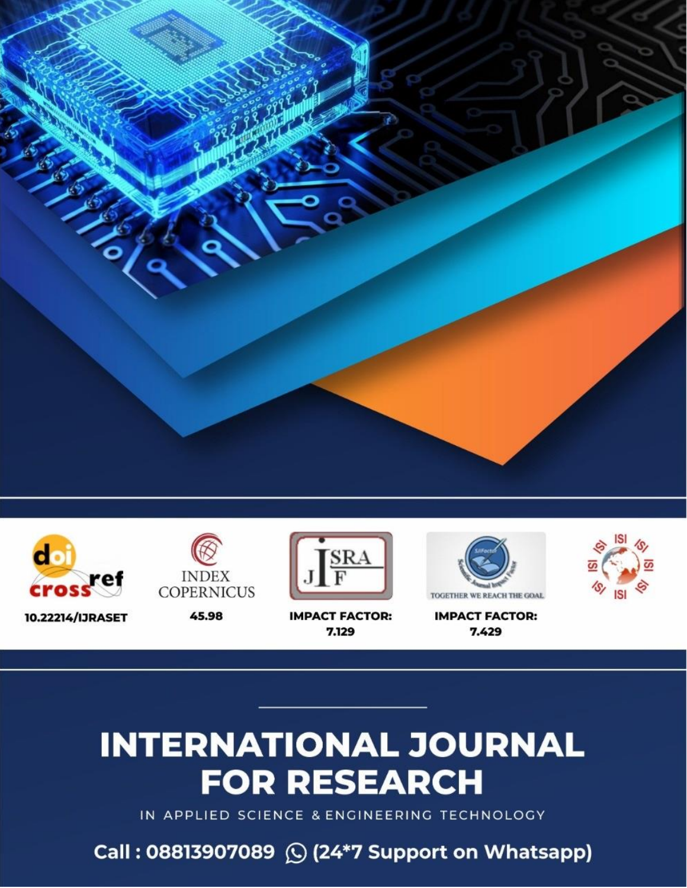10.22214/IJRASET

INDEX COPERNICUS

45.98

IMPACT FACTOR: 7.129

IMPACT FACTOR: 7.429

TOGETHER WE REACH THE GOAL

# INTERNATIONAL JOURNAL FOR RESEARCH

IN APPLIED SCIENCE & ENGINEERING TECHNOLOGY

Call : 08813907089 (24*7 Support on Whatsapp)